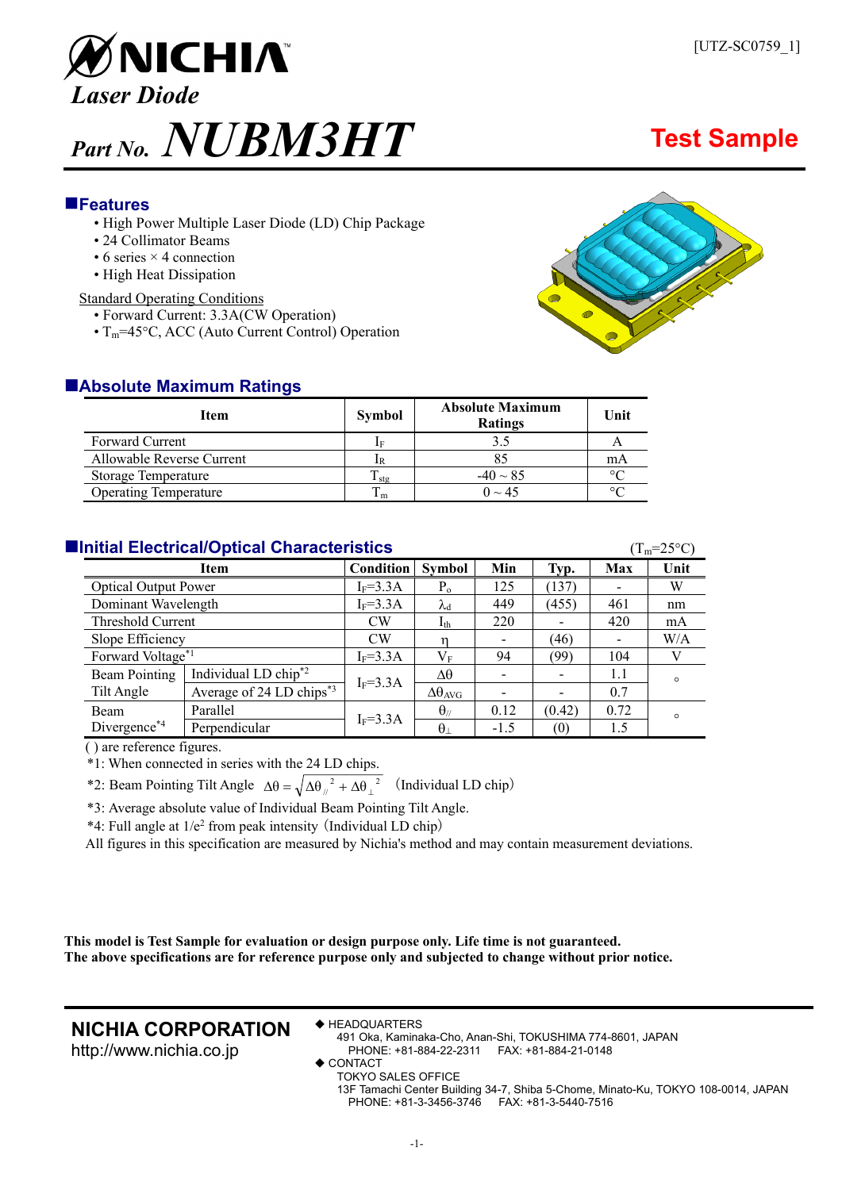[UTZ-SC0759_1]

**NICHIA**

***Laser Diode***

# *Part No.* *NUBM3HT*

**Test Sample**

## ■Features

- High Power Multiple Laser Diode (LD) Chip Package
- 24 Collimator Beams
- 6 series × 4 connection
- High Heat Dissipation

Standard Operating Conditions

- Forward Current: 3.3A(CW Operation)
- $T_m$=45°C, ACC (Auto Current Control) Operation

## ■Absolute Maximum Ratings

| Item | Symbol | Absolute Maximum Ratings | Unit |
|---|---|---|---|
| Forward Current | $I_F$ | 3.5 | A |
| Allowable Reverse Current | $I_R$ | 85 | mA |
| Storage Temperature | $T_{stg}$ | -40 ~ 85 | °C |
| Operating Temperature | $T_m$ | 0 ~ 45 | °C |

## ■Initial Electrical/Optical Characteristics

($T_m$=25°C)

| Item | | Condition | Symbol | Min | Typ. | Max | Unit |
|---|---|---|---|---|---|---|---|
| Optical Output Power | | $I_F$=3.3A | $P_o$ | 125 | (137) | - | W |
| Dominant Wavelength | | $I_F$=3.3A | $\lambda_d$ | 449 | (455) | 461 | nm |
| Threshold Current | | CW | $I_{th}$ | 220 | - | 420 | mA |
| Slope Efficiency | | CW | $\eta$ | - | (46) | - | W/A |
| Forward Voltage*1 | | $I_F$=3.3A | $V_F$ | 94 | (99) | 104 | V |
| Beam Pointing Tilt Angle | Individual LD chip*2 | $I_F$=3.3A | $\Delta\theta$ | - | - | 1.1 | ° |
| | Average of 24 LD chips*3 | | $\Delta\theta_{AVG}$ | - | - | 0.7 | |
| Beam Divergence*4 | Parallel | $I_F$=3.3A | $\theta_{//}$ | 0.12 | (0.42) | 0.72 | ° |
| | Perpendicular | | $\theta_{\perp}$ | -1.5 | (0) | 1.5 | |

( ) are reference figures.

*1: When connected in series with the 24 LD chips.

*2: Beam Pointing Tilt Angle $\Delta\theta = \sqrt{\Delta\theta_{//}^{2} + \Delta\theta_{\perp}^{2}}$ (Individual LD chip)

*3: Average absolute value of Individual Beam Pointing Tilt Angle.

*4: Full angle at $1/e^2$ from peak intensity (Individual LD chip)

All figures in this specification are measured by Nichia's method and may contain measurement deviations.

**This model is Test Sample for evaluation or design purpose only. Life time is not guaranteed.**
**The above specifications are for reference purpose only and subjected to change without prior notice.**

**NICHIA CORPORATION**
http://www.nichia.co.jp

◆ HEADQUARTERS
491 Oka, Kaminaka-Cho, Anan-Shi, TOKUSHIMA 774-8601, JAPAN
PHONE: +81-884-22-2311 FAX: +81-884-21-0148

◆ CONTACT
TOKYO SALES OFFICE
13F Tamachi Center Building 34-7, Shiba 5-Chome, Minato-Ku, TOKYO 108-0014, JAPAN
PHONE: +81-3-3456-3746 FAX: +81-3-5440-7516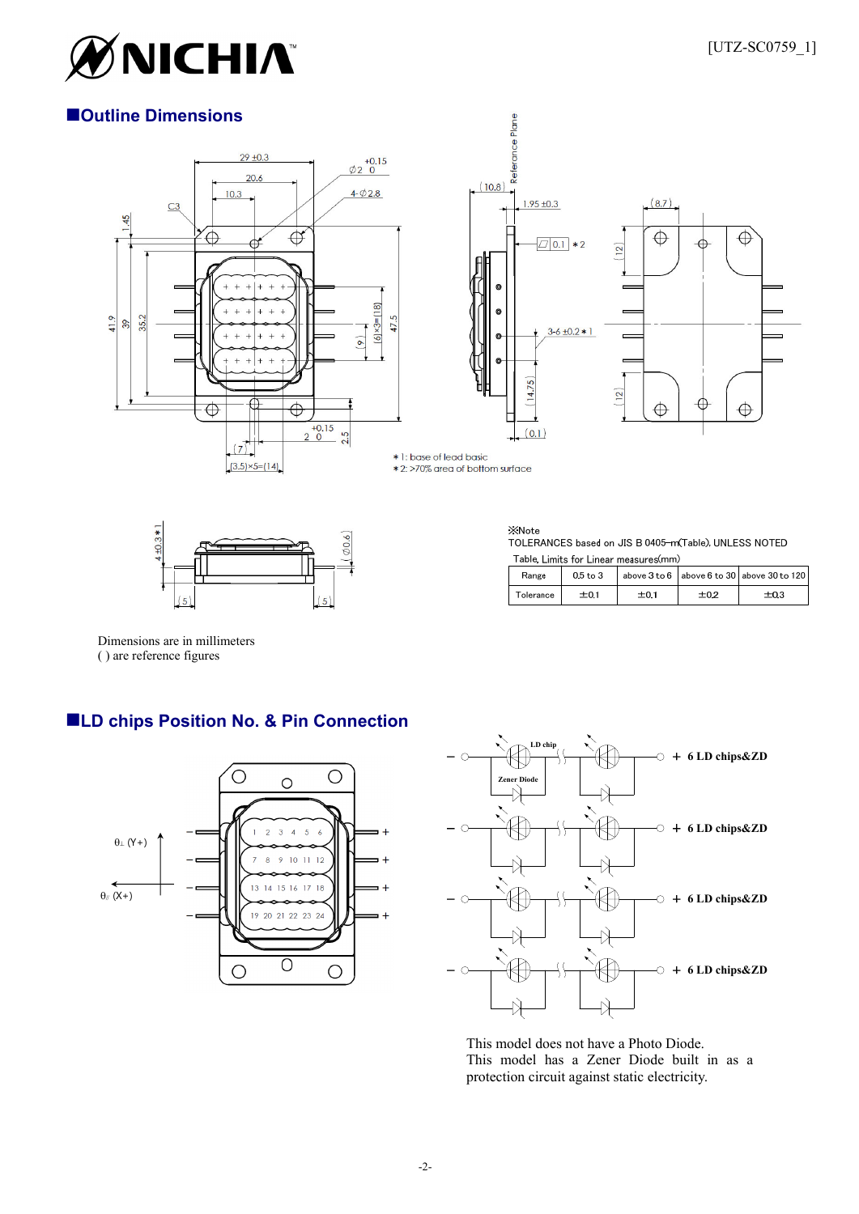## ■Outline Dimensions

＊1: base of lead basic
＊2: >70% area of bottom surface

※Note
TOLERANCES based on JIS B 0405-m(Table), UNLESS NOTED
Table, Limits for Linear measures(mm)

| Range | 0.5 to 3 | above 3 to 6 | above 6 to 30 | above 30 to 120 |
|---|---|---|---|---|
| Tolerance | ±0.1 | ±0.1 | ±0.2 | ±0.3 |

Dimensions are in millimeters
( ) are reference figures

## ■LD chips Position No. & Pin Connection

This model does not have a Photo Diode.
This model has a Zener Diode built in as a protection circuit against static electricity.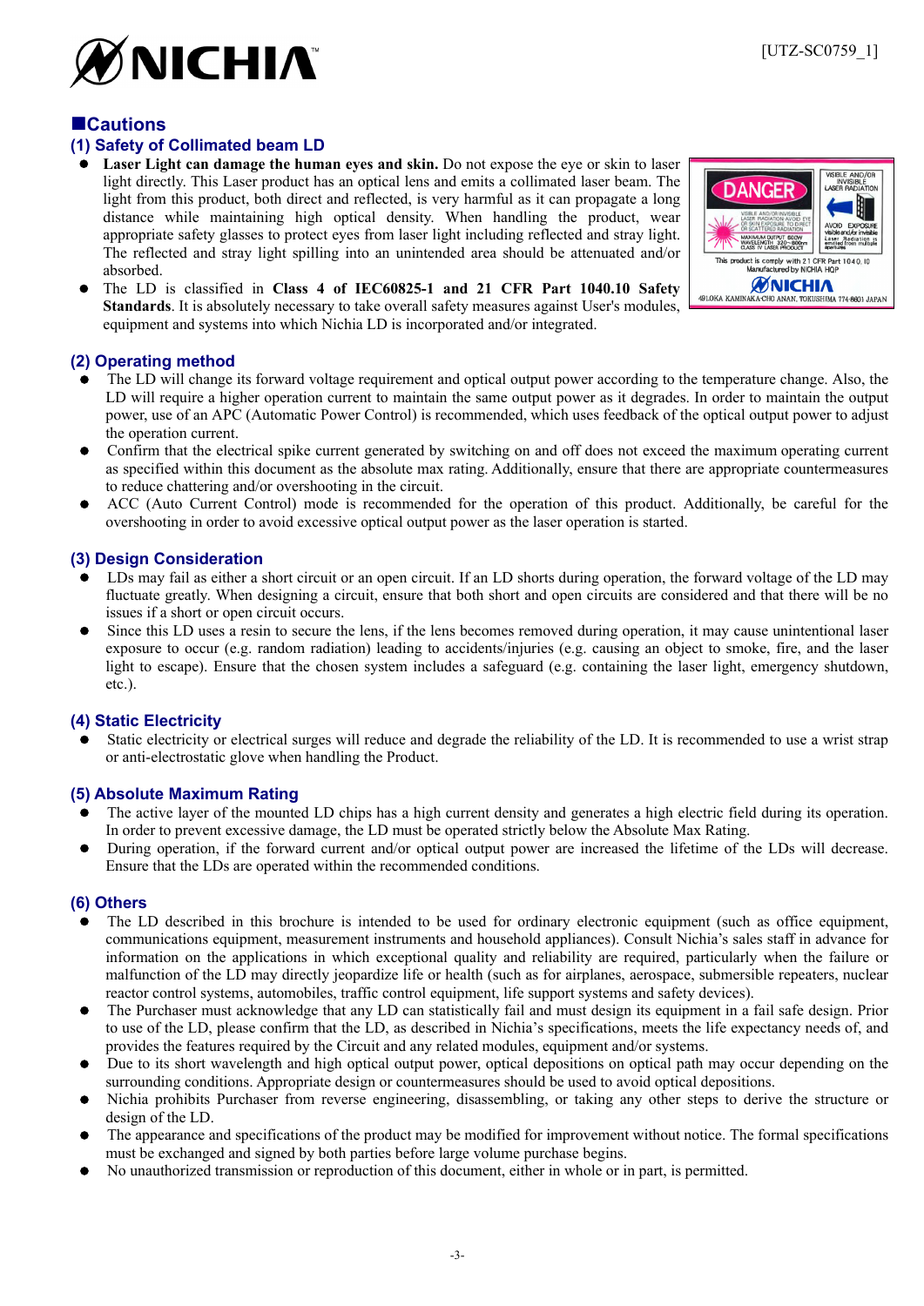## ■Cautions

### (1) Safety of Collimated beam LD

- **Laser Light can damage the human eyes and skin.** Do not expose the eye or skin to laser light directly. This Laser product has an optical lens and emits a collimated laser beam. The light from this product, both direct and reflected, is very harmful as it can propagate a long distance while maintaining high optical density. When handling the product, wear appropriate safety glasses to protect eyes from laser light including reflected and stray light. The reflected and stray light spilling into an unintended area should be attenuated and/or absorbed.
- The LD is classified in **Class 4 of IEC60825-1 and 21 CFR Part 1040.10 Safety Standards**. It is absolutely necessary to take overall safety measures against User's modules, equipment and systems into which Nichia LD is incorporated and/or integrated.

DANGER

VISIBLE AND/OR INVISIBLE LASER RADIATION AVOID EYE OR SKIN EXPOSURE TO DIRECT OR SCATTERED RADIATION

MAXIMUM OUTPUT 600W
WAVELENGTH 320~800nm
CLASS IV LASER PRODUCT

VISIBLE AND/OR INVISIBLE LASER RADIATION

AVOID EXPOSURE
Visible and/or invisible Laser Radiation is emitted from multiple apertures

This product is comply with 21 CFR Part 1040.10
Manufactured by NICHIA HQP

NICHIA

491 OKA KAMINAKA-CHO ANAN, TOKUSHIMA 774-8601 JAPAN

### (2) Operating method

- The LD will change its forward voltage requirement and optical output power according to the temperature change. Also, the LD will require a higher operation current to maintain the same output power as it degrades. In order to maintain the output power, use of an APC (Automatic Power Control) is recommended, which uses feedback of the optical output power to adjust the operation current.
- Confirm that the electrical spike current generated by switching on and off does not exceed the maximum operating current as specified within this document as the absolute max rating. Additionally, ensure that there are appropriate countermeasures to reduce chattering and/or overshooting in the circuit.
- ACC (Auto Current Control) mode is recommended for the operation of this product. Additionally, be careful for the overshooting in order to avoid excessive optical output power as the laser operation is started.

### (3) Design Consideration

- LDs may fail as either a short circuit or an open circuit. If an LD shorts during operation, the forward voltage of the LD may fluctuate greatly. When designing a circuit, ensure that both short and open circuits are considered and that there will be no issues if a short or open circuit occurs.
- Since this LD uses a resin to secure the lens, if the lens becomes removed during operation, it may cause unintentional laser exposure to occur (e.g. random radiation) leading to accidents/injuries (e.g. causing an object to smoke, fire, and the laser light to escape). Ensure that the chosen system includes a safeguard (e.g. containing the laser light, emergency shutdown, etc.).

### (4) Static Electricity

- Static electricity or electrical surges will reduce and degrade the reliability of the LD. It is recommended to use a wrist strap or anti-electrostatic glove when handling the Product.

### (5) Absolute Maximum Rating

- The active layer of the mounted LD chips has a high current density and generates a high electric field during its operation. In order to prevent excessive damage, the LD must be operated strictly below the Absolute Max Rating.
- During operation, if the forward current and/or optical output power are increased the lifetime of the LDs will decrease. Ensure that the LDs are operated within the recommended conditions.

### (6) Others

- The LD described in this brochure is intended to be used for ordinary electronic equipment (such as office equipment, communications equipment, measurement instruments and household appliances). Consult Nichia's sales staff in advance for information on the applications in which exceptional quality and reliability are required, particularly when the failure or malfunction of the LD may directly jeopardize life or health (such as for airplanes, aerospace, submersible repeaters, nuclear reactor control systems, automobiles, traffic control equipment, life support systems and safety devices).
- The Purchaser must acknowledge that any LD can statistically fail and must design its equipment in a fail safe design. Prior to use of the LD, please confirm that the LD, as described in Nichia's specifications, meets the life expectancy needs of, and provides the features required by the Circuit and any related modules, equipment and/or systems.
- Due to its short wavelength and high optical output power, optical depositions on optical path may occur depending on the surrounding conditions. Appropriate design or countermeasures should be used to avoid optical depositions.
- Nichia prohibits Purchaser from reverse engineering, disassembling, or taking any other steps to derive the structure or design of the LD.
- The appearance and specifications of the product may be modified for improvement without notice. The formal specifications must be exchanged and signed by both parties before large volume purchase begins.
- No unauthorized transmission or reproduction of this document, either in whole or in part, is permitted.